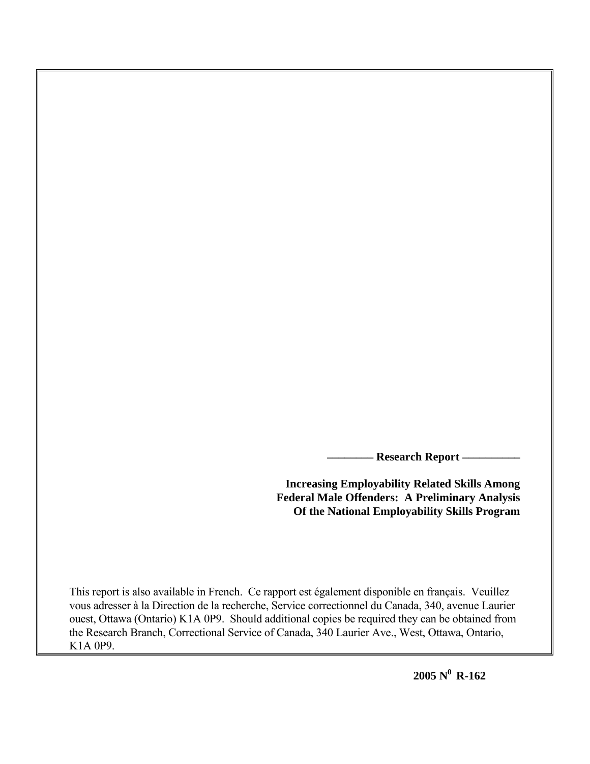**———— Research Report —————**

# Increasing Employability Related Skills Among Federal Male Offenders: A Preliminary Analysis Of the National Employability Skills Program

This report is also available in French. Ce rapport est également disponible en français. Veuillez vous adresser à la Direction de la recherche, Service correctionnel du Canada, 340, avenue Laurier ouest, Ottawa (Ontario) K1A 0P9. Should additional copies be required they can be obtained from the Research Branch, Correctional Service of Canada, 340 Laurier Ave., West, Ottawa, Ontario, K1A 0P9.

**2005 N$^0$ R-162**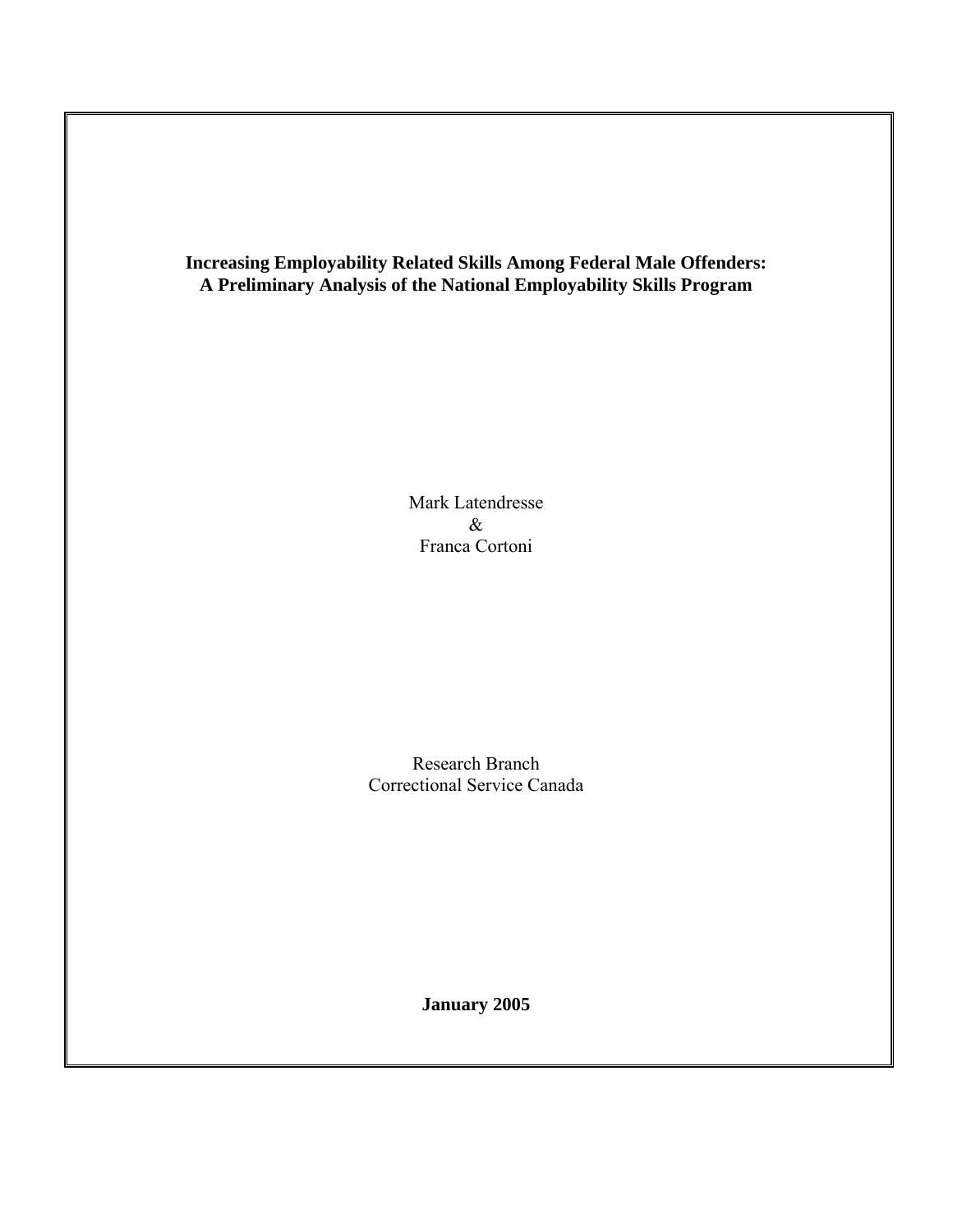**Increasing Employability Related Skills Among Federal Male Offenders:**
**A Preliminary Analysis of the National Employability Skills Program**

Mark Latendresse
&
Franca Cortoni

Research Branch
Correctional Service Canada

**January 2005**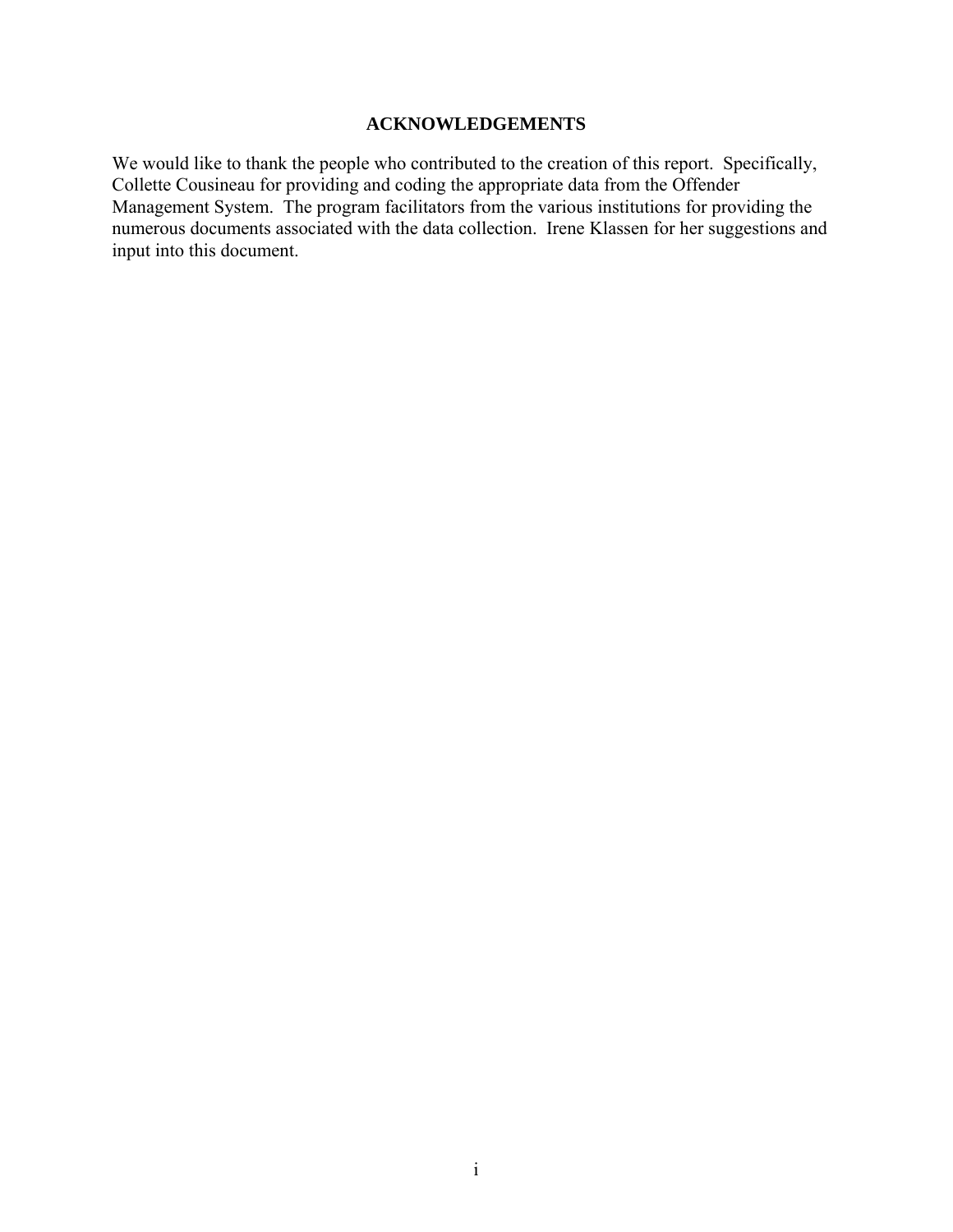## ACKNOWLEDGEMENTS

We would like to thank the people who contributed to the creation of this report. Specifically, Collette Cousineau for providing and coding the appropriate data from the Offender Management System. The program facilitators from the various institutions for providing the numerous documents associated with the data collection. Irene Klassen for her suggestions and input into this document.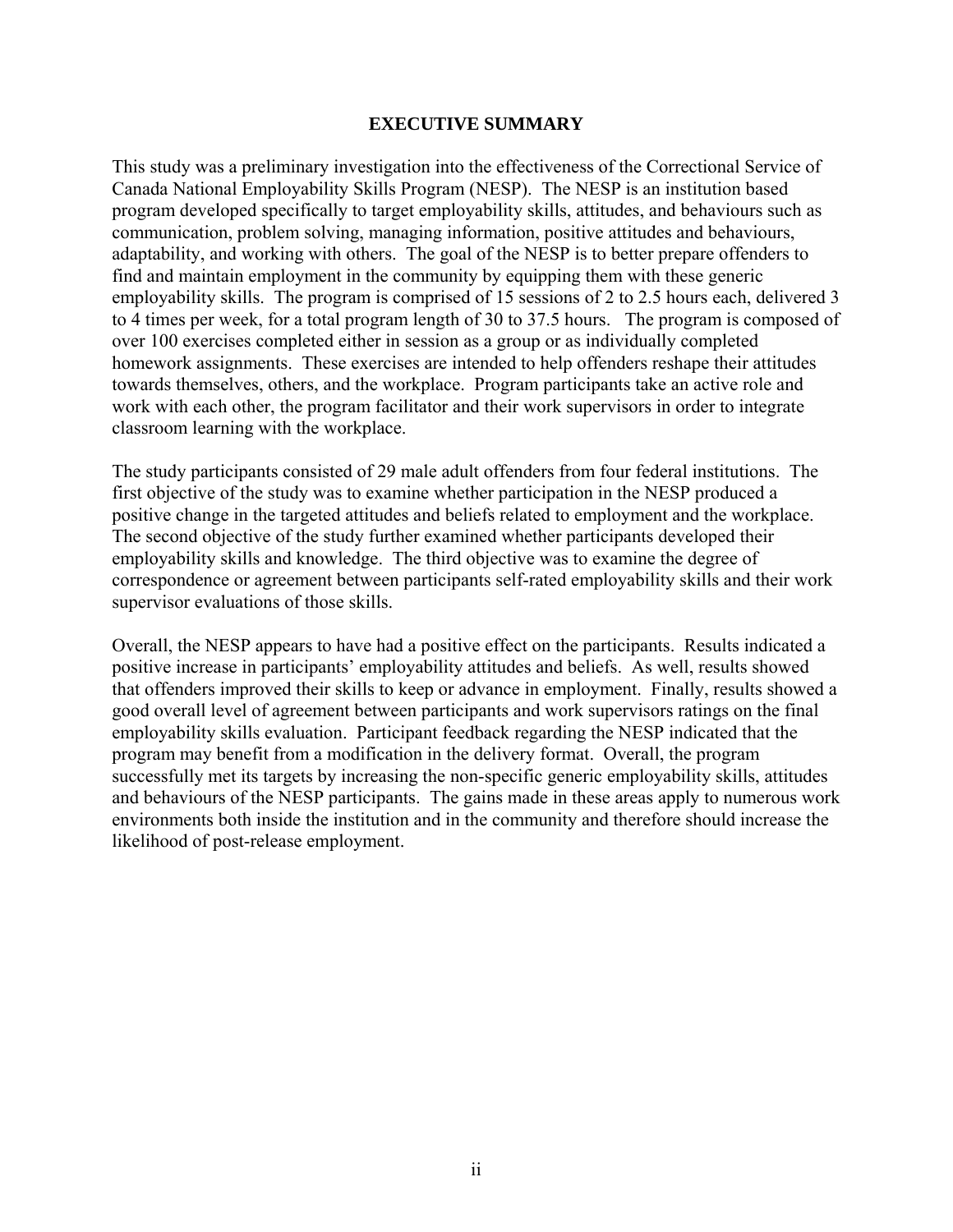## EXECUTIVE SUMMARY

This study was a preliminary investigation into the effectiveness of the Correctional Service of Canada National Employability Skills Program (NESP). The NESP is an institution based program developed specifically to target employability skills, attitudes, and behaviours such as communication, problem solving, managing information, positive attitudes and behaviours, adaptability, and working with others. The goal of the NESP is to better prepare offenders to find and maintain employment in the community by equipping them with these generic employability skills. The program is comprised of 15 sessions of 2 to 2.5 hours each, delivered 3 to 4 times per week, for a total program length of 30 to 37.5 hours. The program is composed of over 100 exercises completed either in session as a group or as individually completed homework assignments. These exercises are intended to help offenders reshape their attitudes towards themselves, others, and the workplace. Program participants take an active role and work with each other, the program facilitator and their work supervisors in order to integrate classroom learning with the workplace.

The study participants consisted of 29 male adult offenders from four federal institutions. The first objective of the study was to examine whether participation in the NESP produced a positive change in the targeted attitudes and beliefs related to employment and the workplace. The second objective of the study further examined whether participants developed their employability skills and knowledge. The third objective was to examine the degree of correspondence or agreement between participants self-rated employability skills and their work supervisor evaluations of those skills.

Overall, the NESP appears to have had a positive effect on the participants. Results indicated a positive increase in participants' employability attitudes and beliefs. As well, results showed that offenders improved their skills to keep or advance in employment. Finally, results showed a good overall level of agreement between participants and work supervisors ratings on the final employability skills evaluation. Participant feedback regarding the NESP indicated that the program may benefit from a modification in the delivery format. Overall, the program successfully met its targets by increasing the non-specific generic employability skills, attitudes and behaviours of the NESP participants. The gains made in these areas apply to numerous work environments both inside the institution and in the community and therefore should increase the likelihood of post-release employment.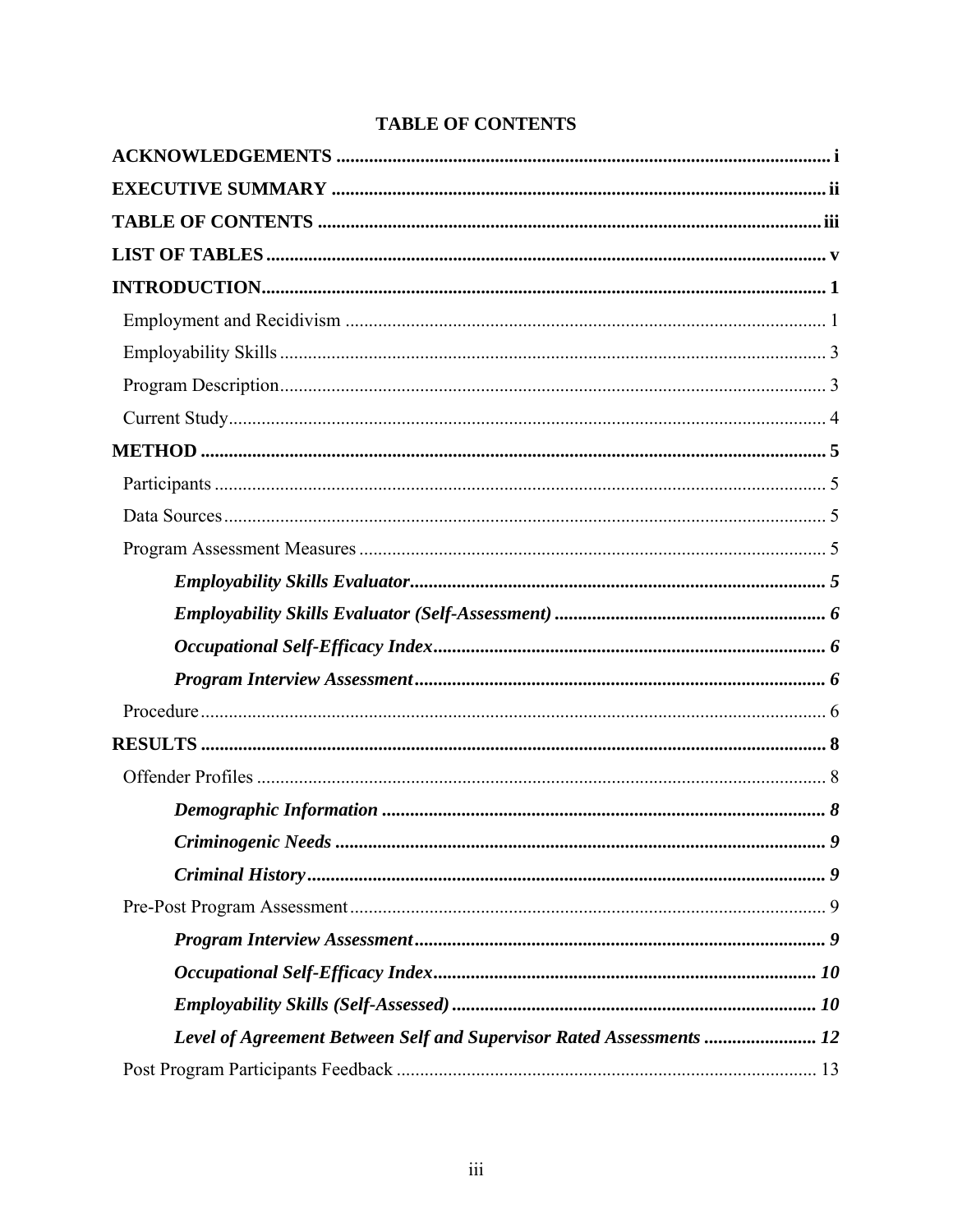# TABLE OF CONTENTS

**ACKNOWLEDGEMENTS** ........................................................................................................ i

**EXECUTIVE SUMMARY** ........................................................................................................ ii

**TABLE OF CONTENTS** ........................................................................................................ iii

**LIST OF TABLES** ........................................................................................................ v

**INTRODUCTION** ........................................................................................................ 1

- Employment and Recidivism ........................................................................................ 1
- Employability Skills ........................................................................................ 3
- Program Description ........................................................................................ 3
- Current Study ........................................................................................ 4

**METHOD** ........................................................................................................ 5

- Participants ........................................................................................ 5
- Data Sources ........................................................................................ 5
- Program Assessment Measures ........................................................................................ 5
    - ***Employability Skills Evaluator*** ........................................................................................ 5
    - ***Employability Skills Evaluator (Self-Assessment)*** ........................................................................................ 6
    - ***Occupational Self-Efficacy Index*** ........................................................................................ 6
    - ***Program Interview Assessment*** ........................................................................................ 6
- Procedure ........................................................................................ 6

**RESULTS** ........................................................................................................ 8

- Offender Profiles ........................................................................................ 8
    - ***Demographic Information*** ........................................................................................ 8
    - ***Criminogenic Needs*** ........................................................................................ 9
    - ***Criminal History*** ........................................................................................ 9
- Pre-Post Program Assessment ........................................................................................ 9
    - ***Program Interview Assessment*** ........................................................................................ 9
    - ***Occupational Self-Efficacy Index*** ........................................................................................ 10
    - ***Employability Skills (Self-Assessed)*** ........................................................................................ 10
    - ***Level of Agreement Between Self and Supervisor Rated Assessments*** ........................................................................................ 12
- Post Program Participants Feedback ........................................................................................ 13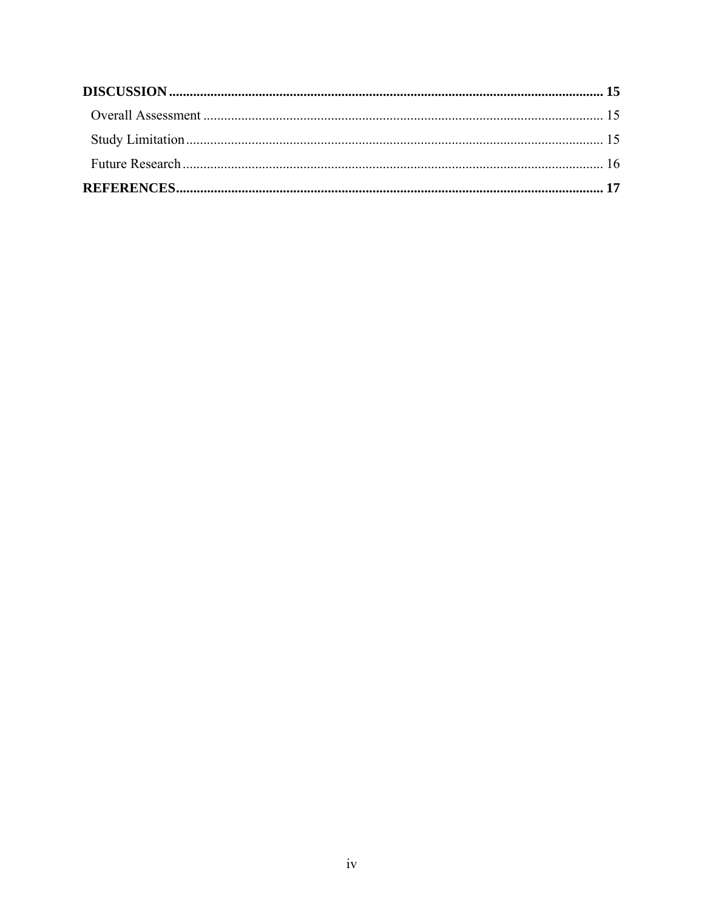**DISCUSSION** ........................................................................................................................ **15**

Overall Assessment ............................................................................................................ 15

Study Limitation ................................................................................................................ 15

Future Research ................................................................................................................. 16

**REFERENCES** ...................................................................................................................... **17**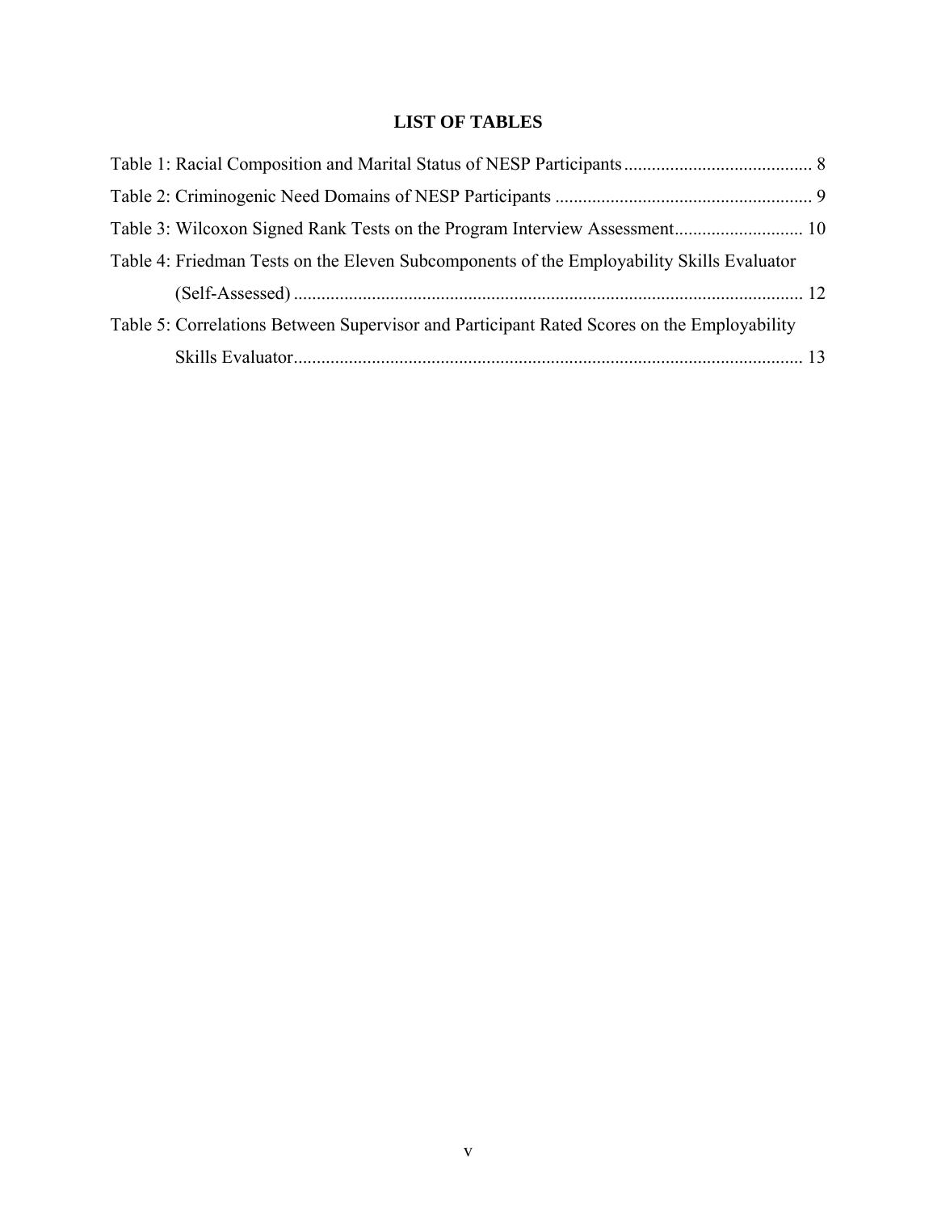# LIST OF TABLES

Table 1: Racial Composition and Marital Status of NESP Participants ........................................ 8

Table 2: Criminogenic Need Domains of NESP Participants ........................................................ 9

Table 3: Wilcoxon Signed Rank Tests on the Program Interview Assessment............................ 10

Table 4: Friedman Tests on the Eleven Subcomponents of the Employability Skills Evaluator (Self-Assessed) .............................................................................................................. 12

Table 5: Correlations Between Supervisor and Participant Rated Scores on the Employability Skills Evaluator.............................................................................................................. 13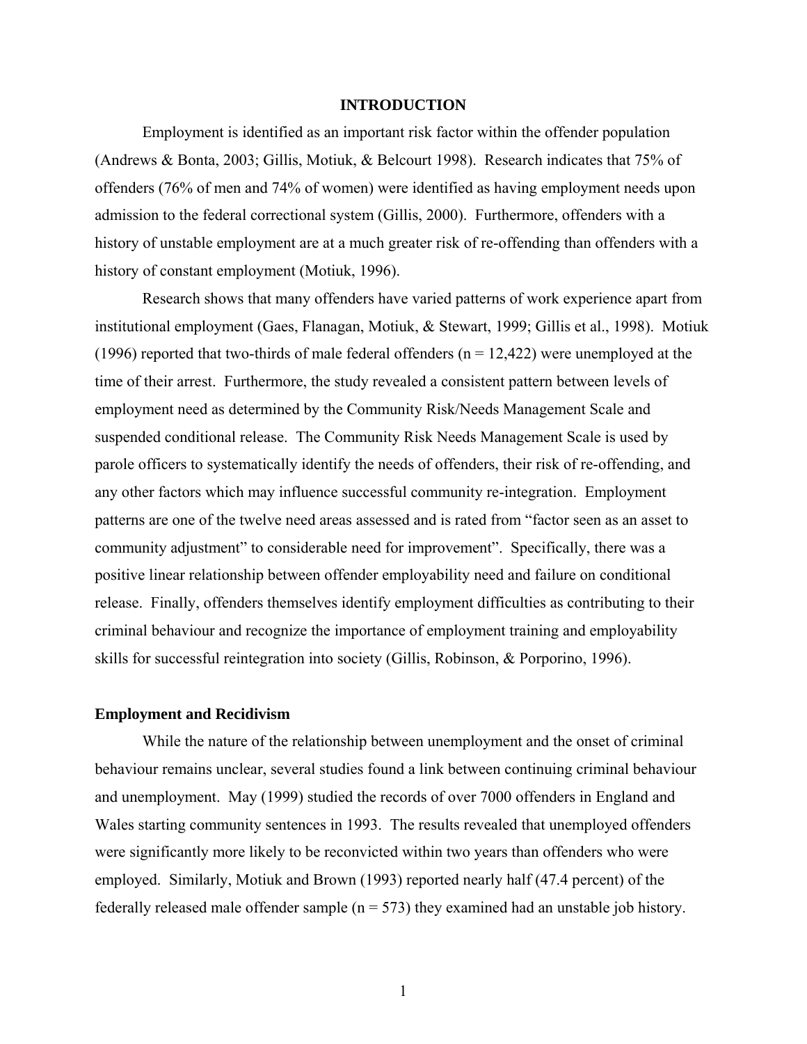# INTRODUCTION

Employment is identified as an important risk factor within the offender population (Andrews & Bonta, 2003; Gillis, Motiuk, & Belcourt 1998). Research indicates that 75% of offenders (76% of men and 74% of women) were identified as having employment needs upon admission to the federal correctional system (Gillis, 2000). Furthermore, offenders with a history of unstable employment are at a much greater risk of re-offending than offenders with a history of constant employment (Motiuk, 1996).

Research shows that many offenders have varied patterns of work experience apart from institutional employment (Gaes, Flanagan, Motiuk, & Stewart, 1999; Gillis et al., 1998). Motiuk (1996) reported that two-thirds of male federal offenders (n = 12,422) were unemployed at the time of their arrest. Furthermore, the study revealed a consistent pattern between levels of employment need as determined by the Community Risk/Needs Management Scale and suspended conditional release. The Community Risk Needs Management Scale is used by parole officers to systematically identify the needs of offenders, their risk of re-offending, and any other factors which may influence successful community re-integration. Employment patterns are one of the twelve need areas assessed and is rated from "factor seen as an asset to community adjustment" to considerable need for improvement". Specifically, there was a positive linear relationship between offender employability need and failure on conditional release. Finally, offenders themselves identify employment difficulties as contributing to their criminal behaviour and recognize the importance of employment training and employability skills for successful reintegration into society (Gillis, Robinson, & Porporino, 1996).

## Employment and Recidivism

While the nature of the relationship between unemployment and the onset of criminal behaviour remains unclear, several studies found a link between continuing criminal behaviour and unemployment. May (1999) studied the records of over 7000 offenders in England and Wales starting community sentences in 1993. The results revealed that unemployed offenders were significantly more likely to be reconvicted within two years than offenders who were employed. Similarly, Motiuk and Brown (1993) reported nearly half (47.4 percent) of the federally released male offender sample (n = 573) they examined had an unstable job history.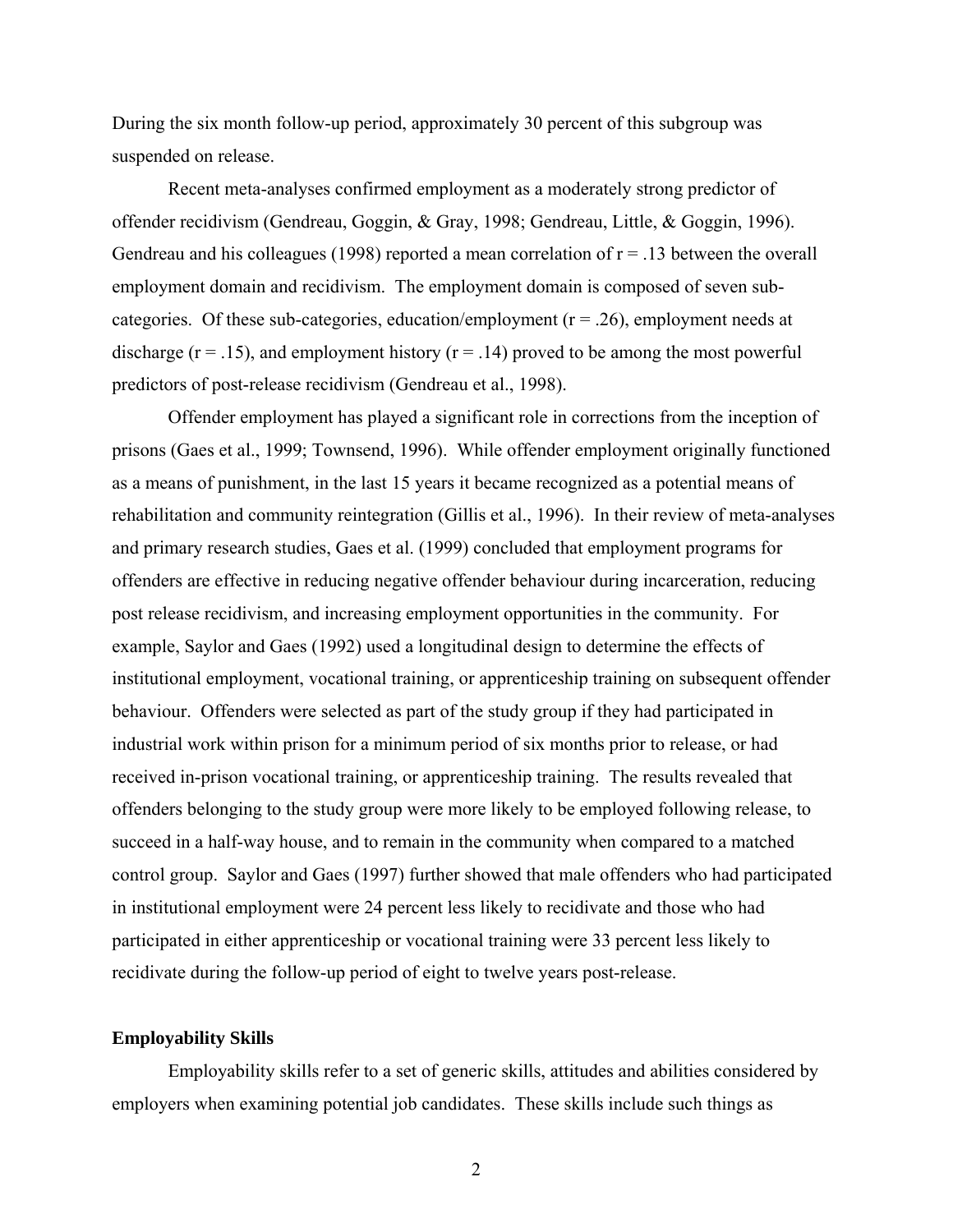During the six month follow-up period, approximately 30 percent of this subgroup was suspended on release.

Recent meta-analyses confirmed employment as a moderately strong predictor of offender recidivism (Gendreau, Goggin, & Gray, 1998; Gendreau, Little, & Goggin, 1996). Gendreau and his colleagues (1998) reported a mean correlation of $r = .13$ between the overall employment domain and recidivism. The employment domain is composed of seven sub-categories. Of these sub-categories, education/employment ($r = .26$), employment needs at discharge ($r = .15$), and employment history ($r = .14$) proved to be among the most powerful predictors of post-release recidivism (Gendreau et al., 1998).

Offender employment has played a significant role in corrections from the inception of prisons (Gaes et al., 1999; Townsend, 1996). While offender employment originally functioned as a means of punishment, in the last 15 years it became recognized as a potential means of rehabilitation and community reintegration (Gillis et al., 1996). In their review of meta-analyses and primary research studies, Gaes et al. (1999) concluded that employment programs for offenders are effective in reducing negative offender behaviour during incarceration, reducing post release recidivism, and increasing employment opportunities in the community. For example, Saylor and Gaes (1992) used a longitudinal design to determine the effects of institutional employment, vocational training, or apprenticeship training on subsequent offender behaviour. Offenders were selected as part of the study group if they had participated in industrial work within prison for a minimum period of six months prior to release, or had received in-prison vocational training, or apprenticeship training. The results revealed that offenders belonging to the study group were more likely to be employed following release, to succeed in a half-way house, and to remain in the community when compared to a matched control group. Saylor and Gaes (1997) further showed that male offenders who had participated in institutional employment were 24 percent less likely to recidivate and those who had participated in either apprenticeship or vocational training were 33 percent less likely to recidivate during the follow-up period of eight to twelve years post-release.

**Employability Skills**

Employability skills refer to a set of generic skills, attitudes and abilities considered by employers when examining potential job candidates. These skills include such things as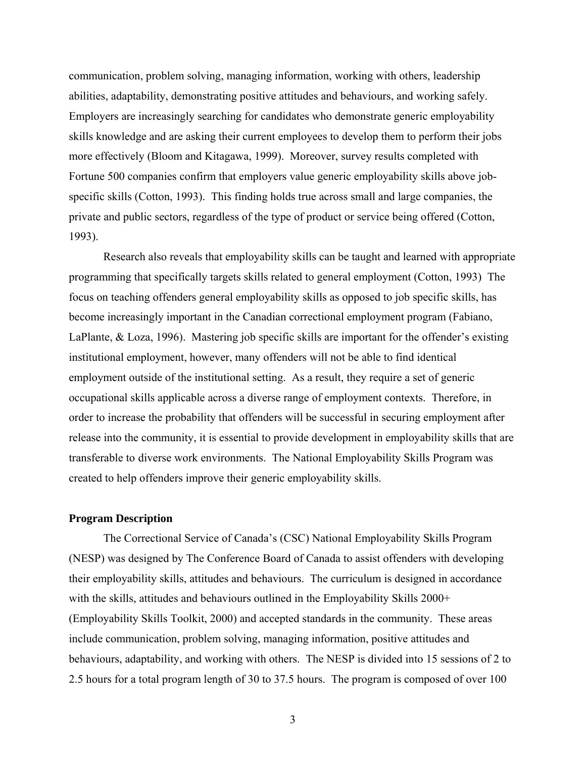communication, problem solving, managing information, working with others, leadership abilities, adaptability, demonstrating positive attitudes and behaviours, and working safely. Employers are increasingly searching for candidates who demonstrate generic employability skills knowledge and are asking their current employees to develop them to perform their jobs more effectively (Bloom and Kitagawa, 1999). Moreover, survey results completed with Fortune 500 companies confirm that employers value generic employability skills above job-specific skills (Cotton, 1993). This finding holds true across small and large companies, the private and public sectors, regardless of the type of product or service being offered (Cotton, 1993).

Research also reveals that employability skills can be taught and learned with appropriate programming that specifically targets skills related to general employment (Cotton, 1993) The focus on teaching offenders general employability skills as opposed to job specific skills, has become increasingly important in the Canadian correctional employment program (Fabiano, LaPlante, & Loza, 1996). Mastering job specific skills are important for the offender's existing institutional employment, however, many offenders will not be able to find identical employment outside of the institutional setting. As a result, they require a set of generic occupational skills applicable across a diverse range of employment contexts. Therefore, in order to increase the probability that offenders will be successful in securing employment after release into the community, it is essential to provide development in employability skills that are transferable to diverse work environments. The National Employability Skills Program was created to help offenders improve their generic employability skills.

## Program Description

The Correctional Service of Canada's (CSC) National Employability Skills Program (NESP) was designed by The Conference Board of Canada to assist offenders with developing their employability skills, attitudes and behaviours. The curriculum is designed in accordance with the skills, attitudes and behaviours outlined in the Employability Skills 2000+ (Employability Skills Toolkit, 2000) and accepted standards in the community. These areas include communication, problem solving, managing information, positive attitudes and behaviours, adaptability, and working with others. The NESP is divided into 15 sessions of 2 to 2.5 hours for a total program length of 30 to 37.5 hours. The program is composed of over 100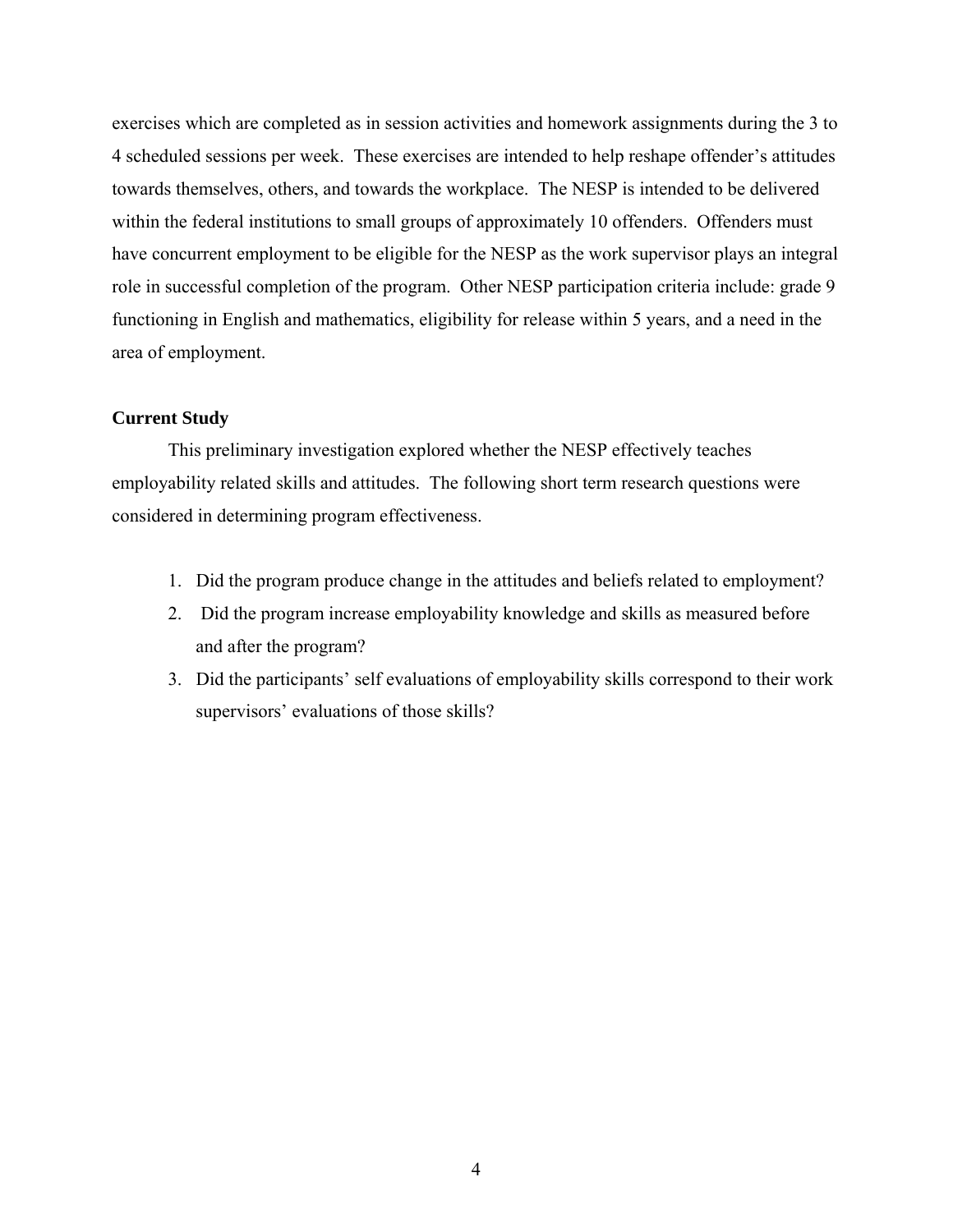exercises which are completed as in session activities and homework assignments during the 3 to 4 scheduled sessions per week. These exercises are intended to help reshape offender's attitudes towards themselves, others, and towards the workplace. The NESP is intended to be delivered within the federal institutions to small groups of approximately 10 offenders. Offenders must have concurrent employment to be eligible for the NESP as the work supervisor plays an integral role in successful completion of the program. Other NESP participation criteria include: grade 9 functioning in English and mathematics, eligibility for release within 5 years, and a need in the area of employment.

### Current Study

This preliminary investigation explored whether the NESP effectively teaches employability related skills and attitudes. The following short term research questions were considered in determining program effectiveness.

1. Did the program produce change in the attitudes and beliefs related to employment?
2. Did the program increase employability knowledge and skills as measured before and after the program?
3. Did the participants' self evaluations of employability skills correspond to their work supervisors' evaluations of those skills?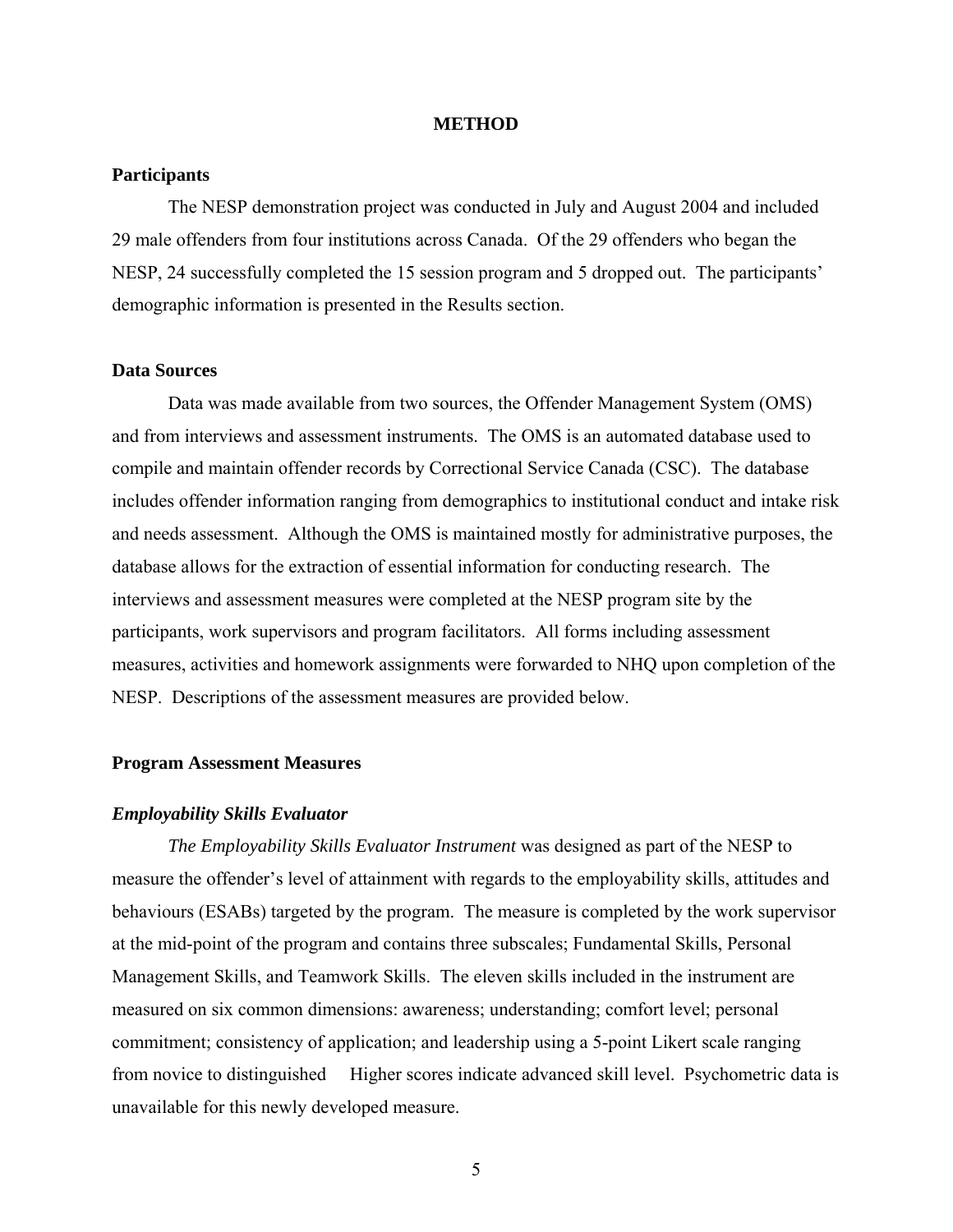# METHOD

## Participants

The NESP demonstration project was conducted in July and August 2004 and included 29 male offenders from four institutions across Canada. Of the 29 offenders who began the NESP, 24 successfully completed the 15 session program and 5 dropped out. The participants' demographic information is presented in the Results section.

## Data Sources

Data was made available from two sources, the Offender Management System (OMS) and from interviews and assessment instruments. The OMS is an automated database used to compile and maintain offender records by Correctional Service Canada (CSC). The database includes offender information ranging from demographics to institutional conduct and intake risk and needs assessment. Although the OMS is maintained mostly for administrative purposes, the database allows for the extraction of essential information for conducting research. The interviews and assessment measures were completed at the NESP program site by the participants, work supervisors and program facilitators. All forms including assessment measures, activities and homework assignments were forwarded to NHQ upon completion of the NESP. Descriptions of the assessment measures are provided below.

## Program Assessment Measures

### *Employability Skills Evaluator*

*The Employability Skills Evaluator Instrument* was designed as part of the NESP to measure the offender's level of attainment with regards to the employability skills, attitudes and behaviours (ESABs) targeted by the program. The measure is completed by the work supervisor at the mid-point of the program and contains three subscales; Fundamental Skills, Personal Management Skills, and Teamwork Skills. The eleven skills included in the instrument are measured on six common dimensions: awareness; understanding; comfort level; personal commitment; consistency of application; and leadership using a 5-point Likert scale ranging from novice to distinguished Higher scores indicate advanced skill level. Psychometric data is unavailable for this newly developed measure.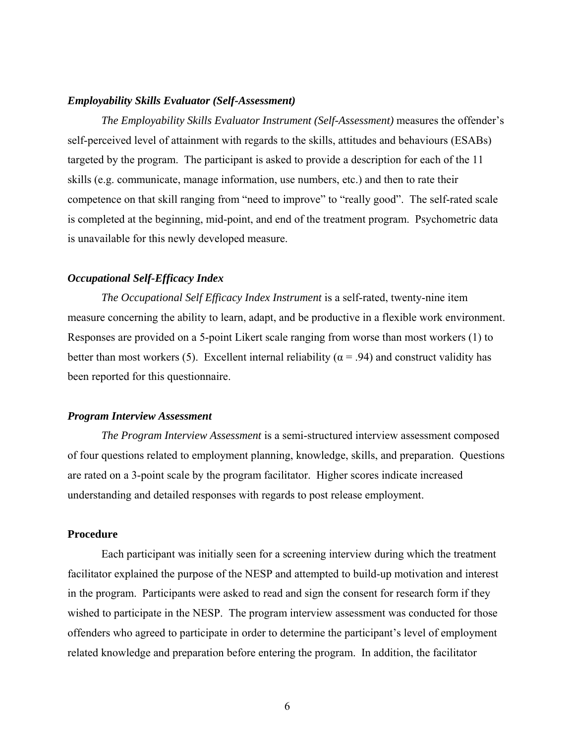### *Employability Skills Evaluator (Self-Assessment)*

*The Employability Skills Evaluator Instrument (Self-Assessment)* measures the offender's self-perceived level of attainment with regards to the skills, attitudes and behaviours (ESABs) targeted by the program. The participant is asked to provide a description for each of the 11 skills (e.g. communicate, manage information, use numbers, etc.) and then to rate their competence on that skill ranging from "need to improve" to "really good". The self-rated scale is completed at the beginning, mid-point, and end of the treatment program. Psychometric data is unavailable for this newly developed measure.

### *Occupational Self-Efficacy Index*

*The Occupational Self Efficacy Index Instrument* is a self-rated, twenty-nine item measure concerning the ability to learn, adapt, and be productive in a flexible work environment. Responses are provided on a 5-point Likert scale ranging from worse than most workers (1) to better than most workers (5). Excellent internal reliability ($\alpha = .94$) and construct validity has been reported for this questionnaire.

### *Program Interview Assessment*

*The Program Interview Assessment* is a semi-structured interview assessment composed of four questions related to employment planning, knowledge, skills, and preparation. Questions are rated on a 3-point scale by the program facilitator. Higher scores indicate increased understanding and detailed responses with regards to post release employment.

## Procedure

Each participant was initially seen for a screening interview during which the treatment facilitator explained the purpose of the NESP and attempted to build-up motivation and interest in the program. Participants were asked to read and sign the consent for research form if they wished to participate in the NESP. The program interview assessment was conducted for those offenders who agreed to participate in order to determine the participant's level of employment related knowledge and preparation before entering the program. In addition, the facilitator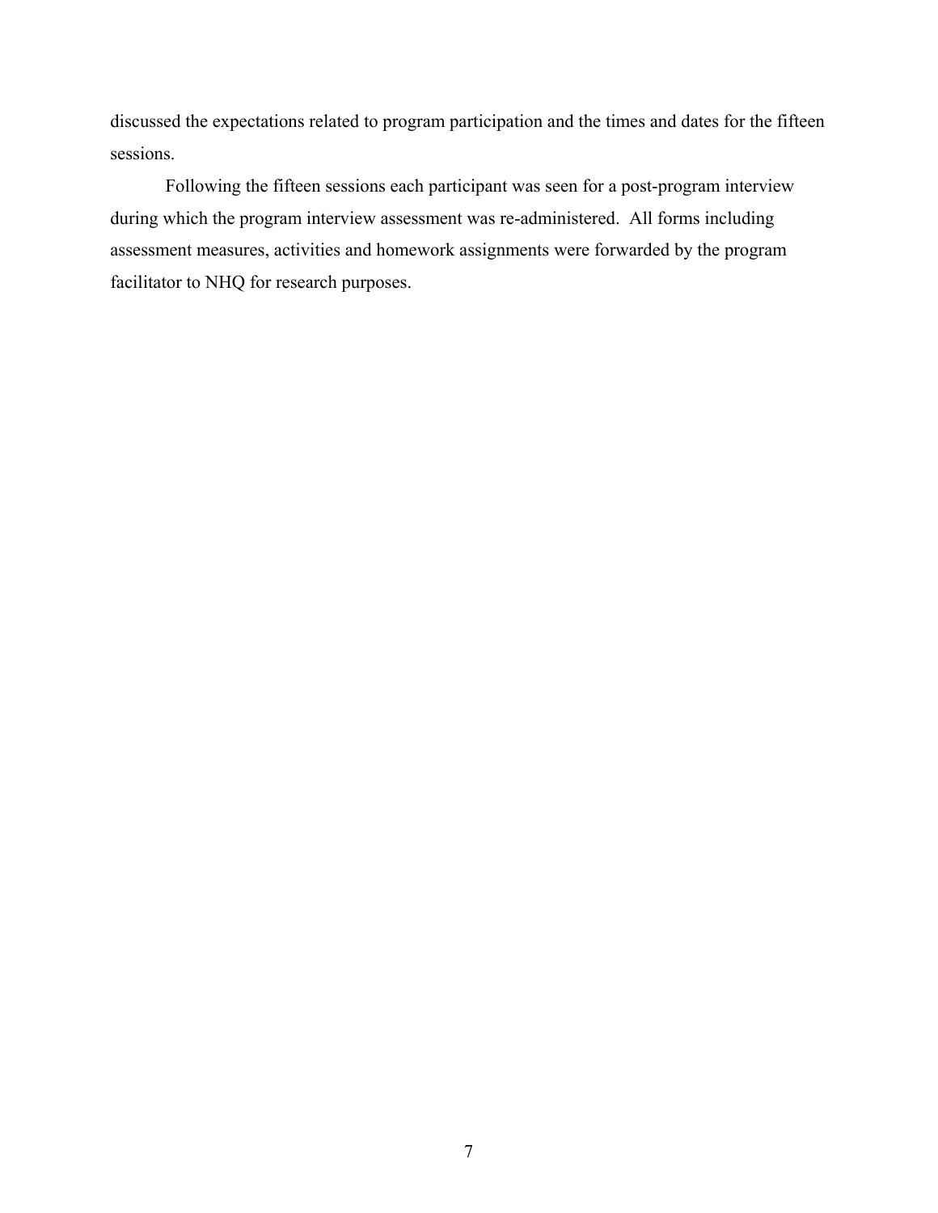discussed the expectations related to program participation and the times and dates for the fifteen sessions.

Following the fifteen sessions each participant was seen for a post-program interview during which the program interview assessment was re-administered. All forms including assessment measures, activities and homework assignments were forwarded by the program facilitator to NHQ for research purposes.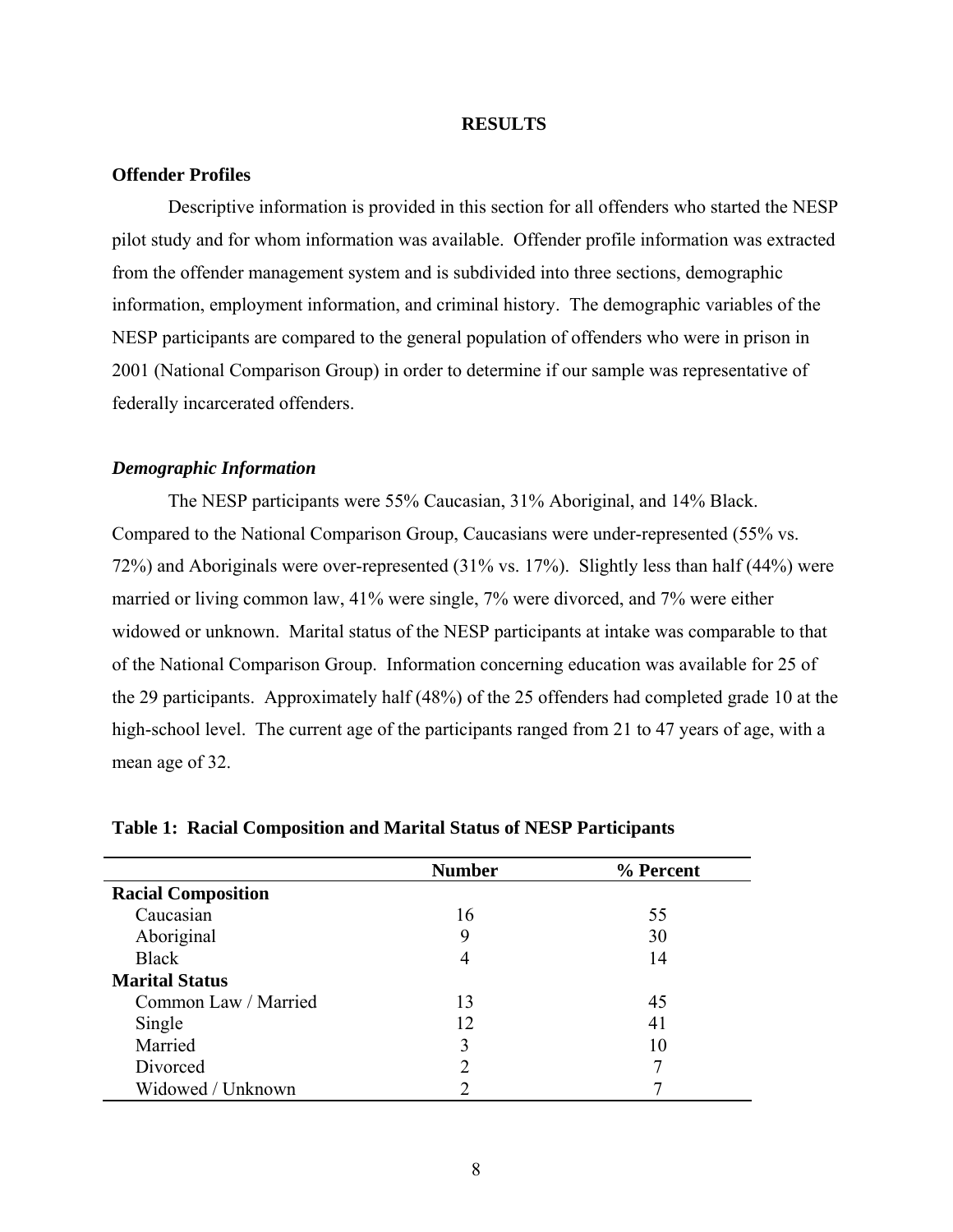# RESULTS

## Offender Profiles

Descriptive information is provided in this section for all offenders who started the NESP pilot study and for whom information was available. Offender profile information was extracted from the offender management system and is subdivided into three sections, demographic information, employment information, and criminal history. The demographic variables of the NESP participants are compared to the general population of offenders who were in prison in 2001 (National Comparison Group) in order to determine if our sample was representative of federally incarcerated offenders.

### *Demographic Information*

The NESP participants were 55% Caucasian, 31% Aboriginal, and 14% Black. Compared to the National Comparison Group, Caucasians were under-represented (55% vs. 72%) and Aboriginals were over-represented (31% vs. 17%). Slightly less than half (44%) were married or living common law, 41% were single, 7% were divorced, and 7% were either widowed or unknown. Marital status of the NESP participants at intake was comparable to that of the National Comparison Group. Information concerning education was available for 25 of the 29 participants. Approximately half (48%) of the 25 offenders had completed grade 10 at the high-school level. The current age of the participants ranged from 21 to 47 years of age, with a mean age of 32.

**Table 1: Racial Composition and Marital Status of NESP Participants**

| | Number | % Percent |
|---|---|---|
| **Racial Composition** | | |
| Caucasian | 16 | 55 |
| Aboriginal | 9 | 30 |
| Black | 4 | 14 |
| **Marital Status** | | |
| Common Law / Married | 13 | 45 |
| Single | 12 | 41 |
| Married | 3 | 10 |
| Divorced | 2 | 7 |
| Widowed / Unknown | 2 | 7 |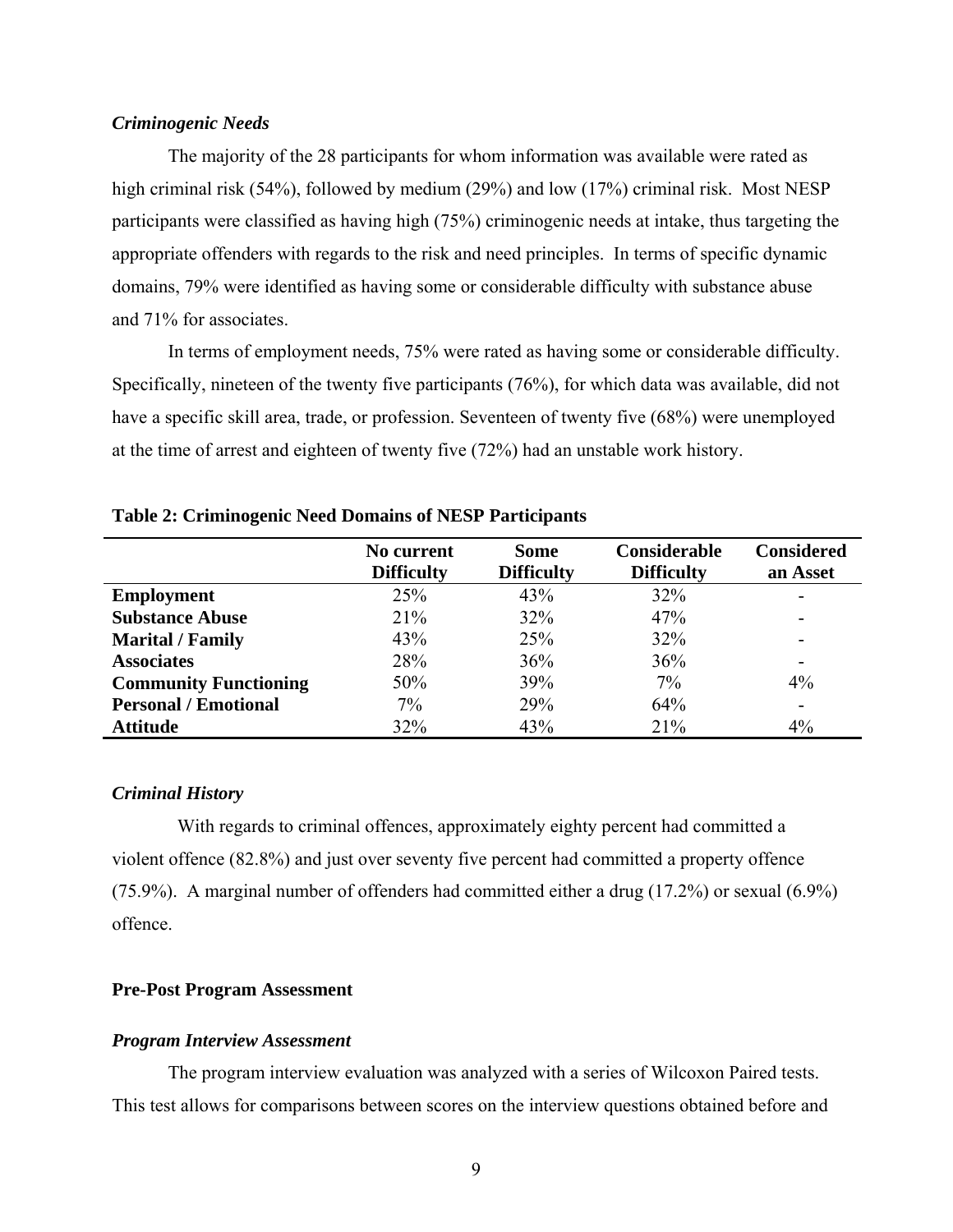### *Criminogenic Needs*

The majority of the 28 participants for whom information was available were rated as high criminal risk (54%), followed by medium (29%) and low (17%) criminal risk. Most NESP participants were classified as having high (75%) criminogenic needs at intake, thus targeting the appropriate offenders with regards to the risk and need principles. In terms of specific dynamic domains, 79% were identified as having some or considerable difficulty with substance abuse and 71% for associates.

In terms of employment needs, 75% were rated as having some or considerable difficulty. Specifically, nineteen of the twenty five participants (76%), for which data was available, did not have a specific skill area, trade, or profession. Seventeen of twenty five (68%) were unemployed at the time of arrest and eighteen of twenty five (72%) had an unstable work history.

**Table 2: Criminogenic Need Domains of NESP Participants**

| | No current Difficulty | Some Difficulty | Considerable Difficulty | Considered an Asset |
|---|---|---|---|---|
| **Employment** | 25% | 43% | 32% | - |
| **Substance Abuse** | 21% | 32% | 47% | - |
| **Marital / Family** | 43% | 25% | 32% | - |
| **Associates** | 28% | 36% | 36% | - |
| **Community Functioning** | 50% | 39% | 7% | 4% |
| **Personal / Emotional** | 7% | 29% | 64% | - |
| **Attitude** | 32% | 43% | 21% | 4% |

### *Criminal History*

With regards to criminal offences, approximately eighty percent had committed a violent offence (82.8%) and just over seventy five percent had committed a property offence (75.9%). A marginal number of offenders had committed either a drug (17.2%) or sexual (6.9%) offence.

## Pre-Post Program Assessment

### *Program Interview Assessment*

The program interview evaluation was analyzed with a series of Wilcoxon Paired tests. This test allows for comparisons between scores on the interview questions obtained before and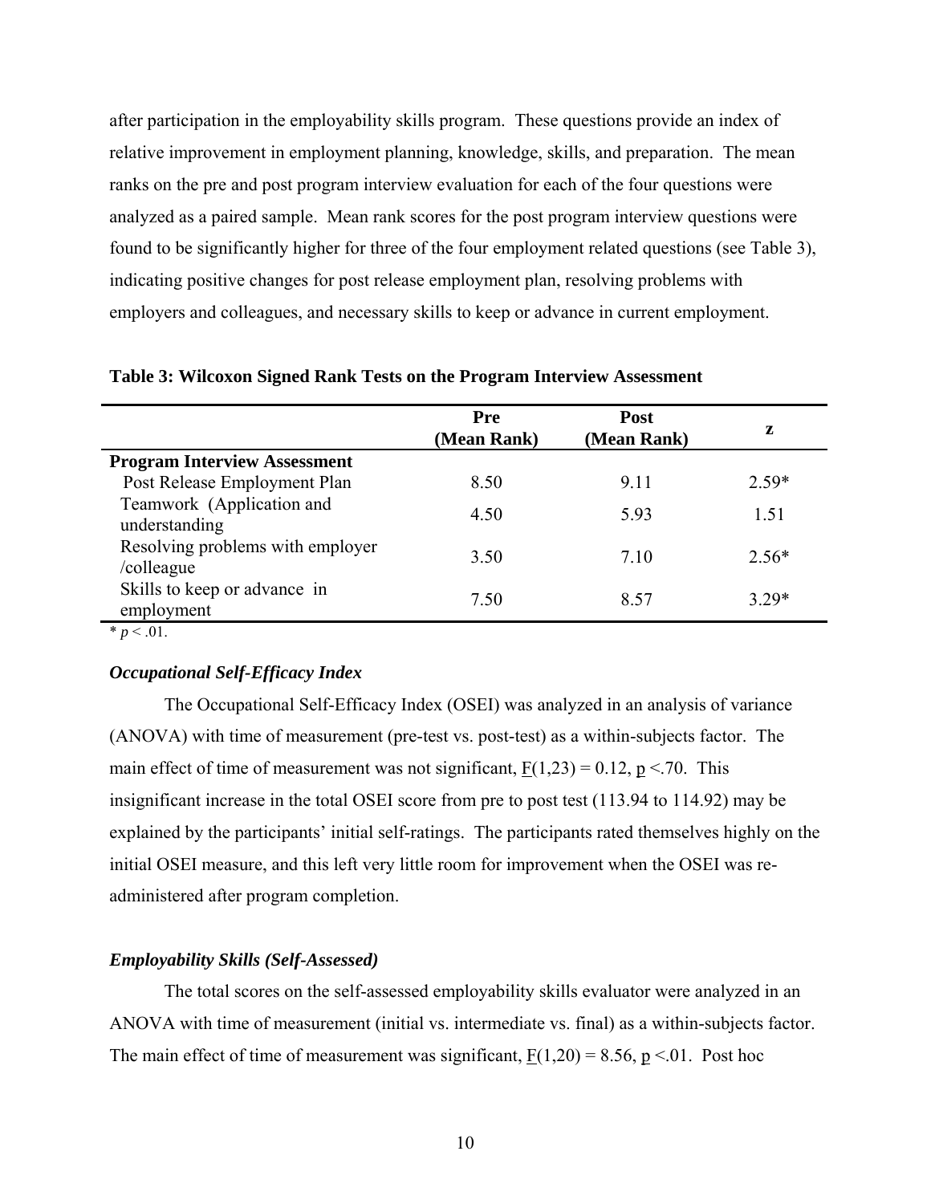after participation in the employability skills program. These questions provide an index of relative improvement in employment planning, knowledge, skills, and preparation. The mean ranks on the pre and post program interview evaluation for each of the four questions were analyzed as a paired sample. Mean rank scores for the post program interview questions were found to be significantly higher for three of the four employment related questions (see Table 3), indicating positive changes for post release employment plan, resolving problems with employers and colleagues, and necessary skills to keep or advance in current employment.

**Table 3: Wilcoxon Signed Rank Tests on the Program Interview Assessment**

| | Pre (Mean Rank) | Post (Mean Rank) | z |
|---|---|---|---|
| **Program Interview Assessment** | | | |
| Post Release Employment Plan | 8.50 | 9.11 | 2.59* |
| Teamwork (Application and understanding | 4.50 | 5.93 | 1.51 |
| Resolving problems with employer /colleague | 3.50 | 7.10 | 2.56* |
| Skills to keep or advance in employment | 7.50 | 8.57 | 3.29* |

* $p < .01$.

### *Occupational Self-Efficacy Index*

The Occupational Self-Efficacy Index (OSEI) was analyzed in an analysis of variance (ANOVA) with time of measurement (pre-test vs. post-test) as a within-subjects factor. The main effect of time of measurement was not significant, $F(1,23) = 0.12$, $p < .70$. This insignificant increase in the total OSEI score from pre to post test (113.94 to 114.92) may be explained by the participants' initial self-ratings. The participants rated themselves highly on the initial OSEI measure, and this left very little room for improvement when the OSEI was re-administered after program completion.

### *Employability Skills (Self-Assessed)*

The total scores on the self-assessed employability skills evaluator were analyzed in an ANOVA with time of measurement (initial vs. intermediate vs. final) as a within-subjects factor. The main effect of time of measurement was significant, $F(1,20) = 8.56$, $p < .01$. Post hoc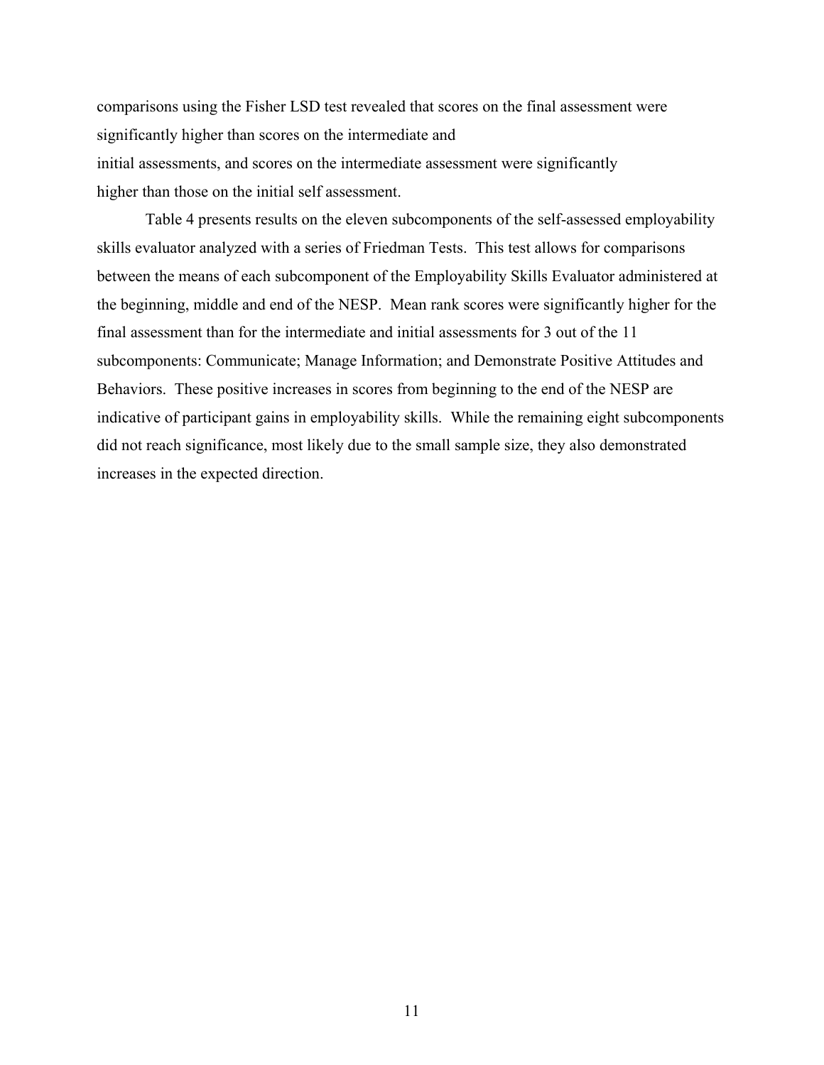comparisons using the Fisher LSD test revealed that scores on the final assessment were significantly higher than scores on the intermediate and initial assessments, and scores on the intermediate assessment were significantly higher than those on the initial self assessment.

Table 4 presents results on the eleven subcomponents of the self-assessed employability skills evaluator analyzed with a series of Friedman Tests. This test allows for comparisons between the means of each subcomponent of the Employability Skills Evaluator administered at the beginning, middle and end of the NESP. Mean rank scores were significantly higher for the final assessment than for the intermediate and initial assessments for 3 out of the 11 subcomponents: Communicate; Manage Information; and Demonstrate Positive Attitudes and Behaviors. These positive increases in scores from beginning to the end of the NESP are indicative of participant gains in employability skills. While the remaining eight subcomponents did not reach significance, most likely due to the small sample size, they also demonstrated increases in the expected direction.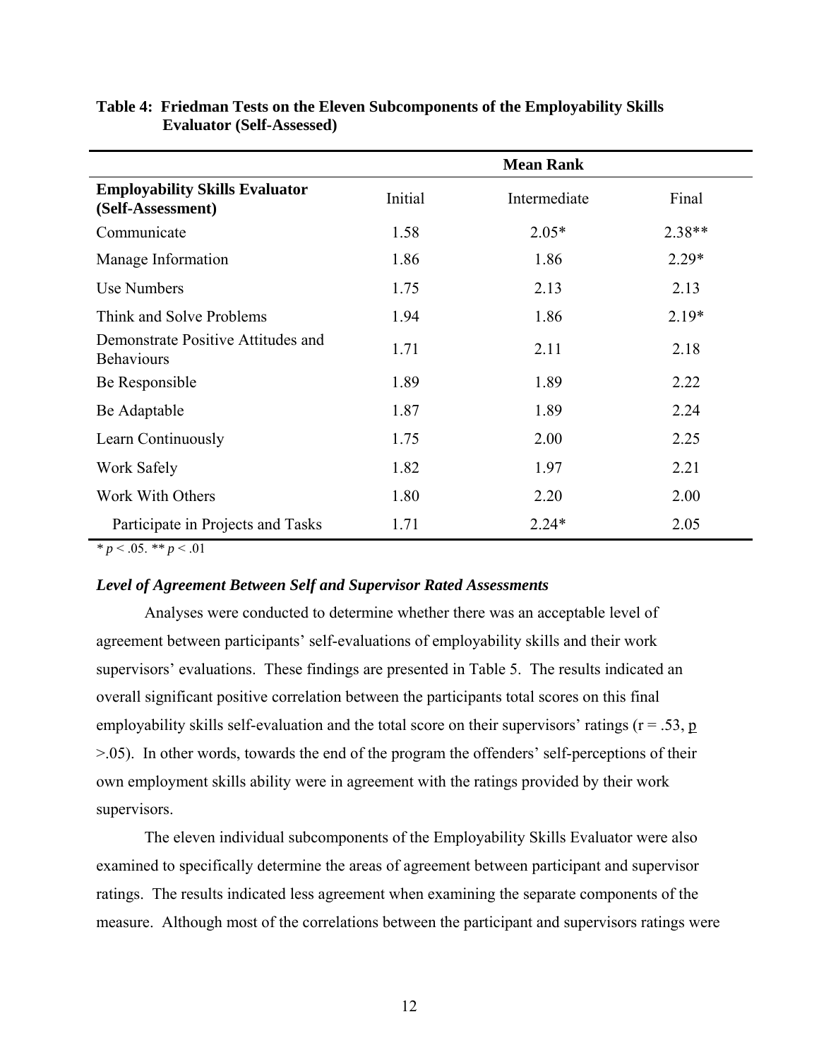**Table 4: Friedman Tests on the Eleven Subcomponents of the Employability Skills Evaluator (Self-Assessed)**

| | Mean Rank | | |
|---|---|---|---|
| **Employability Skills Evaluator (Self-Assessment)** | Initial | Intermediate | Final |
| Communicate | 1.58 | 2.05* | 2.38** |
| Manage Information | 1.86 | 1.86 | 2.29* |
| Use Numbers | 1.75 | 2.13 | 2.13 |
| Think and Solve Problems | 1.94 | 1.86 | 2.19* |
| Demonstrate Positive Attitudes and Behaviours | 1.71 | 2.11 | 2.18 |
| Be Responsible | 1.89 | 1.89 | 2.22 |
| Be Adaptable | 1.87 | 1.89 | 2.24 |
| Learn Continuously | 1.75 | 2.00 | 2.25 |
| Work Safely | 1.82 | 1.97 | 2.21 |
| Work With Others | 1.80 | 2.20 | 2.00 |
| Participate in Projects and Tasks | 1.71 | 2.24* | 2.05 |

* $p < .05$. ** $p < .01$

### *Level of Agreement Between Self and Supervisor Rated Assessments*

Analyses were conducted to determine whether there was an acceptable level of agreement between participants' self-evaluations of employability skills and their work supervisors' evaluations. These findings are presented in Table 5. The results indicated an overall significant positive correlation between the participants total scores on this final employability skills self-evaluation and the total score on their supervisors' ratings ($r = .53$, $p > .05$). In other words, towards the end of the program the offenders' self-perceptions of their own employment skills ability were in agreement with the ratings provided by their work supervisors.

The eleven individual subcomponents of the Employability Skills Evaluator were also examined to specifically determine the areas of agreement between participant and supervisor ratings. The results indicated less agreement when examining the separate components of the measure. Although most of the correlations between the participant and supervisors ratings were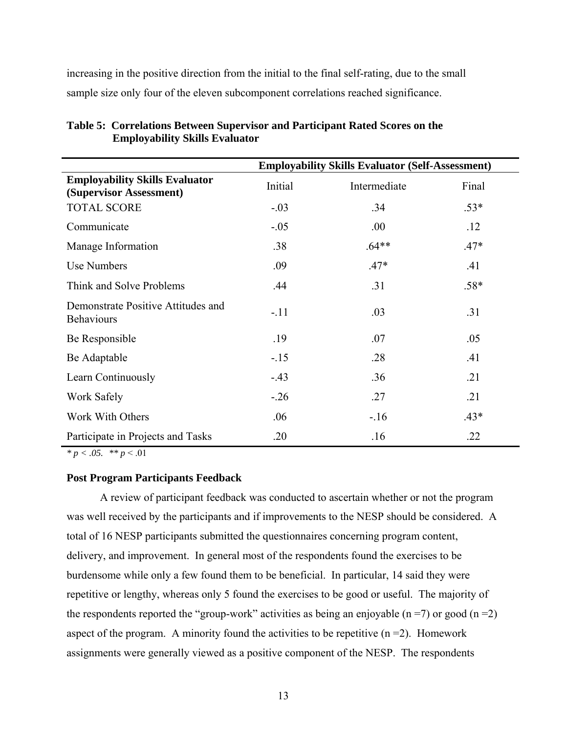increasing in the positive direction from the initial to the final self-rating, due to the small sample size only four of the eleven subcomponent correlations reached significance.

**Table 5: Correlations Between Supervisor and Participant Rated Scores on the Employability Skills Evaluator**

| | Employability Skills Evaluator (Self-Assessment) | | |
|---|---|---|---|
| **Employability Skills Evaluator (Supervisor Assessment)** | Initial | Intermediate | Final |
| TOTAL SCORE | -.03 | .34 | .53* |
| Communicate | -.05 | .00 | .12 |
| Manage Information | .38 | .64** | .47* |
| Use Numbers | .09 | .47* | .41 |
| Think and Solve Problems | .44 | .31 | .58* |
| Demonstrate Positive Attitudes and Behaviours | -.11 | .03 | .31 |
| Be Responsible | .19 | .07 | .05 |
| Be Adaptable | -.15 | .28 | .41 |
| Learn Continuously | -.43 | .36 | .21 |
| Work Safely | -.26 | .27 | .21 |
| Work With Others | .06 | -.16 | .43* |
| Participate in Projects and Tasks | .20 | .16 | .22 |

\* $p < .05$. ** $p < .01$

**Post Program Participants Feedback**

A review of participant feedback was conducted to ascertain whether or not the program was well received by the participants and if improvements to the NESP should be considered. A total of 16 NESP participants submitted the questionnaires concerning program content, delivery, and improvement. In general most of the respondents found the exercises to be burdensome while only a few found them to be beneficial. In particular, 14 said they were repetitive or lengthy, whereas only 5 found the exercises to be good or useful. The majority of the respondents reported the "group-work" activities as being an enjoyable ($n = 7$) or good ($n = 2$) aspect of the program. A minority found the activities to be repetitive ($n = 2$). Homework assignments were generally viewed as a positive component of the NESP. The respondents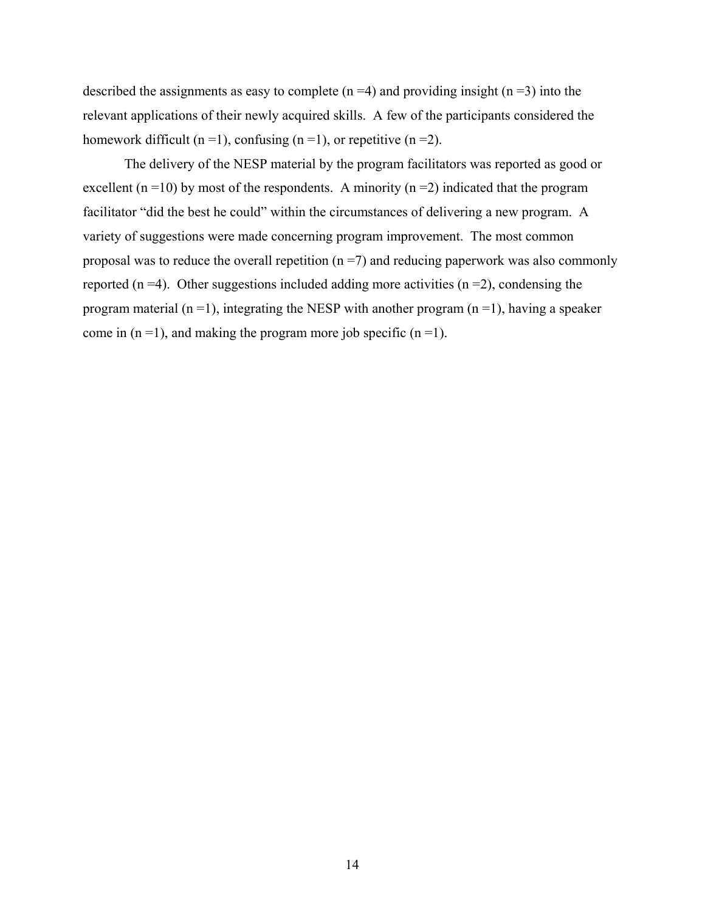described the assignments as easy to complete (n =4) and providing insight (n =3) into the relevant applications of their newly acquired skills. A few of the participants considered the homework difficult (n =1), confusing (n =1), or repetitive (n =2).

The delivery of the NESP material by the program facilitators was reported as good or excellent (n =10) by most of the respondents. A minority (n =2) indicated that the program facilitator "did the best he could" within the circumstances of delivering a new program. A variety of suggestions were made concerning program improvement. The most common proposal was to reduce the overall repetition (n =7) and reducing paperwork was also commonly reported (n =4). Other suggestions included adding more activities (n =2), condensing the program material (n =1), integrating the NESP with another program (n =1), having a speaker come in (n =1), and making the program more job specific (n =1).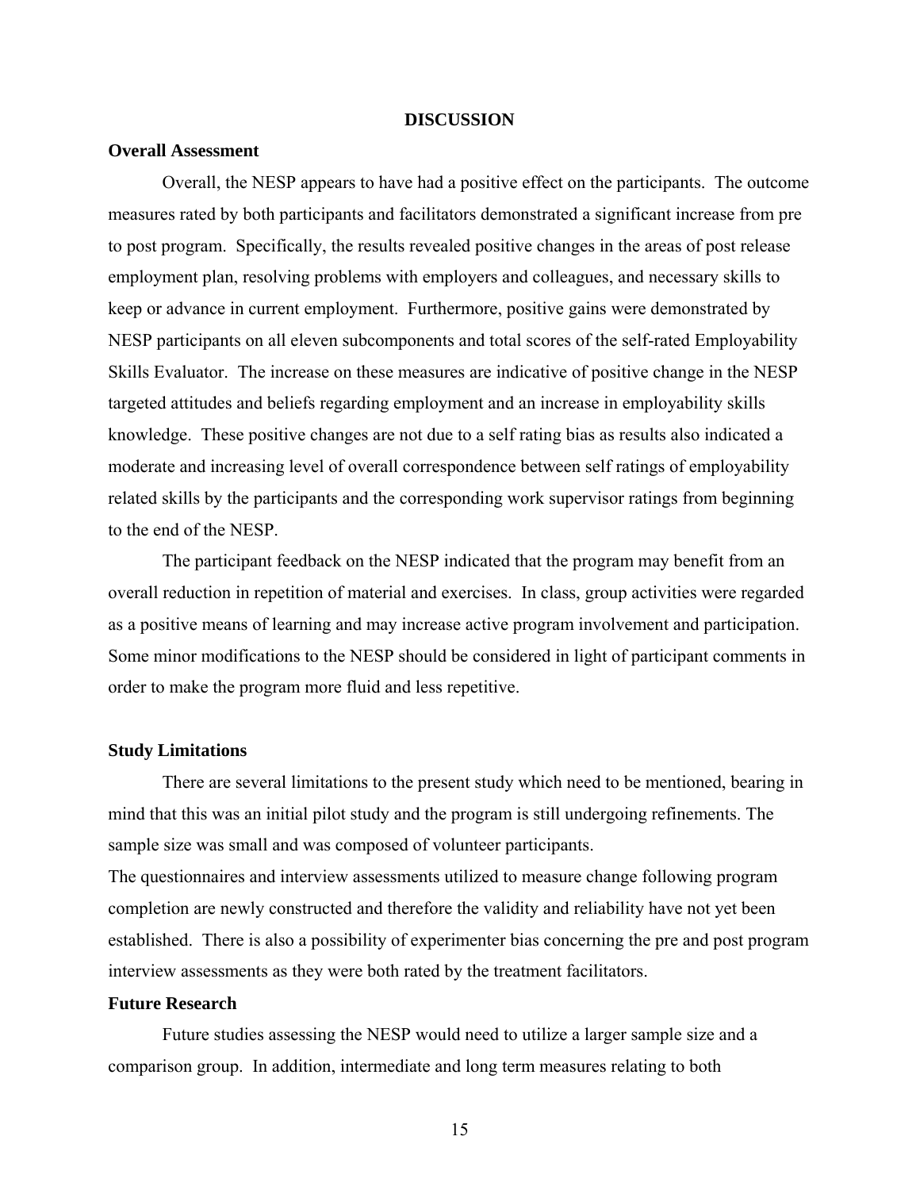## DISCUSSION

### Overall Assessment

Overall, the NESP appears to have had a positive effect on the participants. The outcome measures rated by both participants and facilitators demonstrated a significant increase from pre to post program. Specifically, the results revealed positive changes in the areas of post release employment plan, resolving problems with employers and colleagues, and necessary skills to keep or advance in current employment. Furthermore, positive gains were demonstrated by NESP participants on all eleven subcomponents and total scores of the self-rated Employability Skills Evaluator. The increase on these measures are indicative of positive change in the NESP targeted attitudes and beliefs regarding employment and an increase in employability skills knowledge. These positive changes are not due to a self rating bias as results also indicated a moderate and increasing level of overall correspondence between self ratings of employability related skills by the participants and the corresponding work supervisor ratings from beginning to the end of the NESP.

The participant feedback on the NESP indicated that the program may benefit from an overall reduction in repetition of material and exercises. In class, group activities were regarded as a positive means of learning and may increase active program involvement and participation. Some minor modifications to the NESP should be considered in light of participant comments in order to make the program more fluid and less repetitive.

### Study Limitations

There are several limitations to the present study which need to be mentioned, bearing in mind that this was an initial pilot study and the program is still undergoing refinements. The sample size was small and was composed of volunteer participants.

The questionnaires and interview assessments utilized to measure change following program completion are newly constructed and therefore the validity and reliability have not yet been established. There is also a possibility of experimenter bias concerning the pre and post program interview assessments as they were both rated by the treatment facilitators.

### Future Research

Future studies assessing the NESP would need to utilize a larger sample size and a comparison group. In addition, intermediate and long term measures relating to both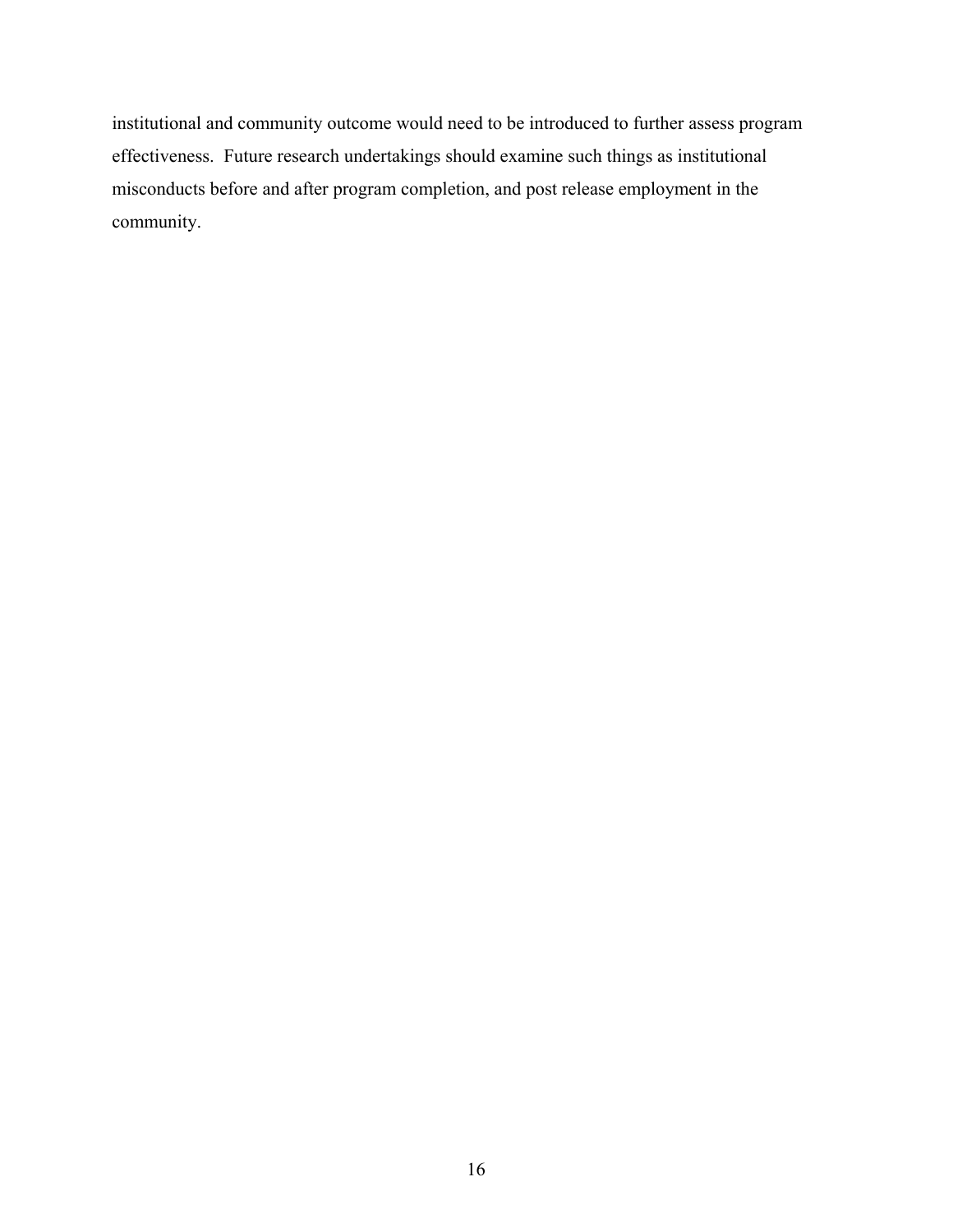institutional and community outcome would need to be introduced to further assess program effectiveness. Future research undertakings should examine such things as institutional misconducts before and after program completion, and post release employment in the community.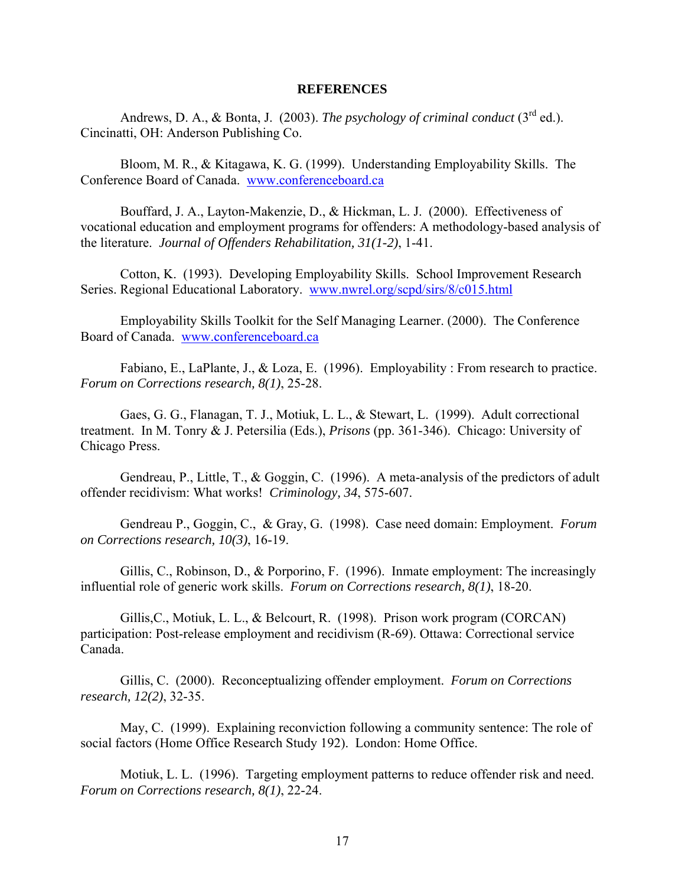**REFERENCES**

Andrews, D. A., & Bonta, J. (2003). *The psychology of criminal conduct* (3rd ed.). Cincinatti, OH: Anderson Publishing Co.

Bloom, M. R., & Kitagawa, K. G. (1999). Understanding Employability Skills. The Conference Board of Canada. www.conferenceboard.ca

Bouffard, J. A., Layton-Makenzie, D., & Hickman, L. J. (2000). Effectiveness of vocational education and employment programs for offenders: A methodology-based analysis of the literature. *Journal of Offenders Rehabilitation, 31(1-2)*, 1-41.

Cotton, K. (1993). Developing Employability Skills. School Improvement Research Series. Regional Educational Laboratory. www.nwrel.org/scpd/sirs/8/c015.html

Employability Skills Toolkit for the Self Managing Learner. (2000). The Conference Board of Canada. www.conferenceboard.ca

Fabiano, E., LaPlante, J., & Loza, E. (1996). Employability : From research to practice. *Forum on Corrections research, 8(1)*, 25-28.

Gaes, G. G., Flanagan, T. J., Motiuk, L. L., & Stewart, L. (1999). Adult correctional treatment. In M. Tonry & J. Petersilia (Eds.), *Prisons* (pp. 361-346). Chicago: University of Chicago Press.

Gendreau, P., Little, T., & Goggin, C. (1996). A meta-analysis of the predictors of adult offender recidivism: What works! *Criminology, 34*, 575-607.

Gendreau P., Goggin, C., & Gray, G. (1998). Case need domain: Employment. *Forum on Corrections research, 10(3)*, 16-19.

Gillis, C., Robinson, D., & Porporino, F. (1996). Inmate employment: The increasingly influential role of generic work skills. *Forum on Corrections research, 8(1)*, 18-20.

Gillis,C., Motiuk, L. L., & Belcourt, R. (1998). Prison work program (CORCAN) participation: Post-release employment and recidivism (R-69). Ottawa: Correctional service Canada.

Gillis, C. (2000). Reconceptualizing offender employment. *Forum on Corrections research, 12(2)*, 32-35.

May, C. (1999). Explaining reconviction following a community sentence: The role of social factors (Home Office Research Study 192). London: Home Office.

Motiuk, L. L. (1996). Targeting employment patterns to reduce offender risk and need. *Forum on Corrections research, 8(1)*, 22-24.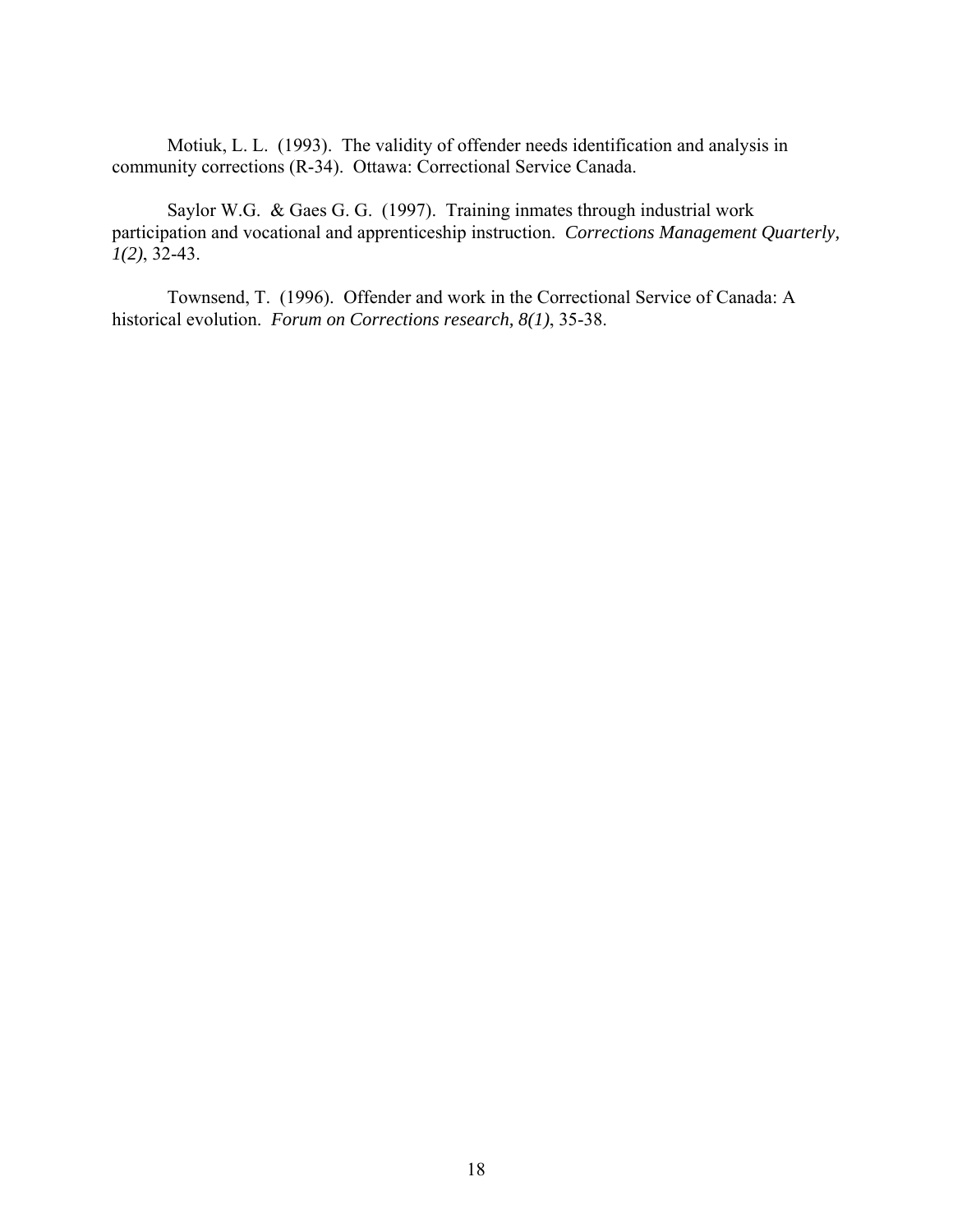Motiuk, L. L. (1993). The validity of offender needs identification and analysis in community corrections (R-34). Ottawa: Correctional Service Canada.

Saylor W.G. & Gaes G. G. (1997). Training inmates through industrial work participation and vocational and apprenticeship instruction. *Corrections Management Quarterly, 1(2)*, 32-43.

Townsend, T. (1996). Offender and work in the Correctional Service of Canada: A historical evolution. *Forum on Corrections research, 8(1)*, 35-38.